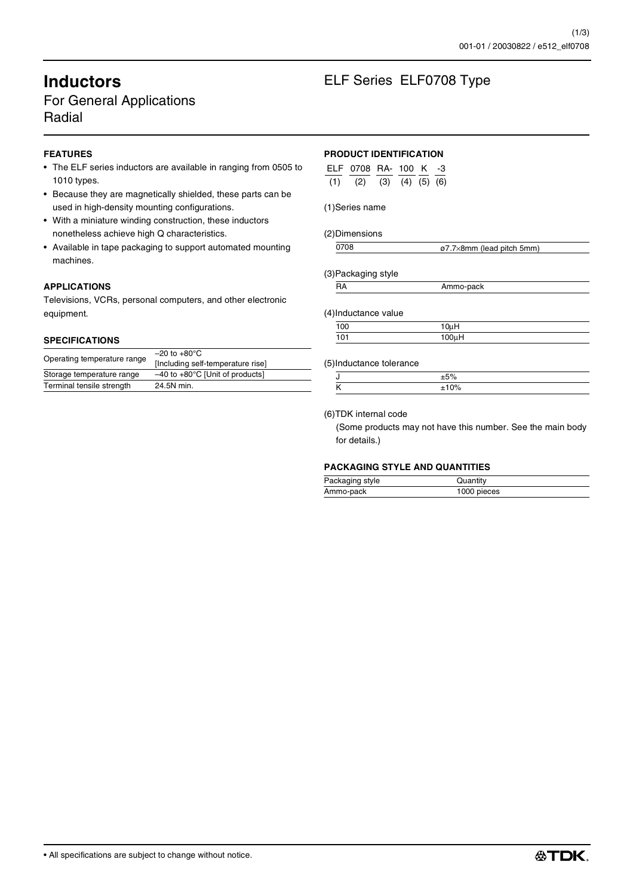# Inductors

## For General Applications
## Radial

## ELF Series ELF0708 Type

### FEATURES

- The ELF series inductors are available in ranging from 0505 to 1010 types.
- Because they are magnetically shielded, these parts can be used in high-density mounting configurations.
- With a miniature winding construction, these inductors nonetheless achieve high Q characteristics.
- Available in tape packaging to support automated mounting machines.

### APPLICATIONS

Televisions, VCRs, personal computers, and other electronic equipment.

### SPECIFICATIONS

| | |
|---|---|
| Operating temperature range | –20 to +80°C [Including self-temperature rise] |
| Storage temperature range | –40 to +80°C [Unit of products] |
| Terminal tensile strength | 24.5N min. |

### PRODUCT IDENTIFICATION

| ELF | 0708 | RA- | 100 | K | -3 |
|---|---|---|---|---|---|
| (1) | (2) | (3) | (4) | (5) | (6) |

(1)Series name

(2)Dimensions

| | |
|---|---|
| 0708 | ø7.7×8mm (lead pitch 5mm) |

(3)Packaging style

| | |
|---|---|
| RA | Ammo-pack |

(4)Inductance value

| | |
|---|---|
| 100 | 10µH |
| 101 | 100µH |

(5)Inductance tolerance

| | |
|---|---|
| J | ±5% |
| K | ±10% |

(6)TDK internal code

(Some products may not have this number. See the main body for details.)

### PACKAGING STYLE AND QUANTITIES

| Packaging style | Quantity |
|---|---|
| Ammo-pack | 1000 pieces |

• All specifications are subject to change without notice.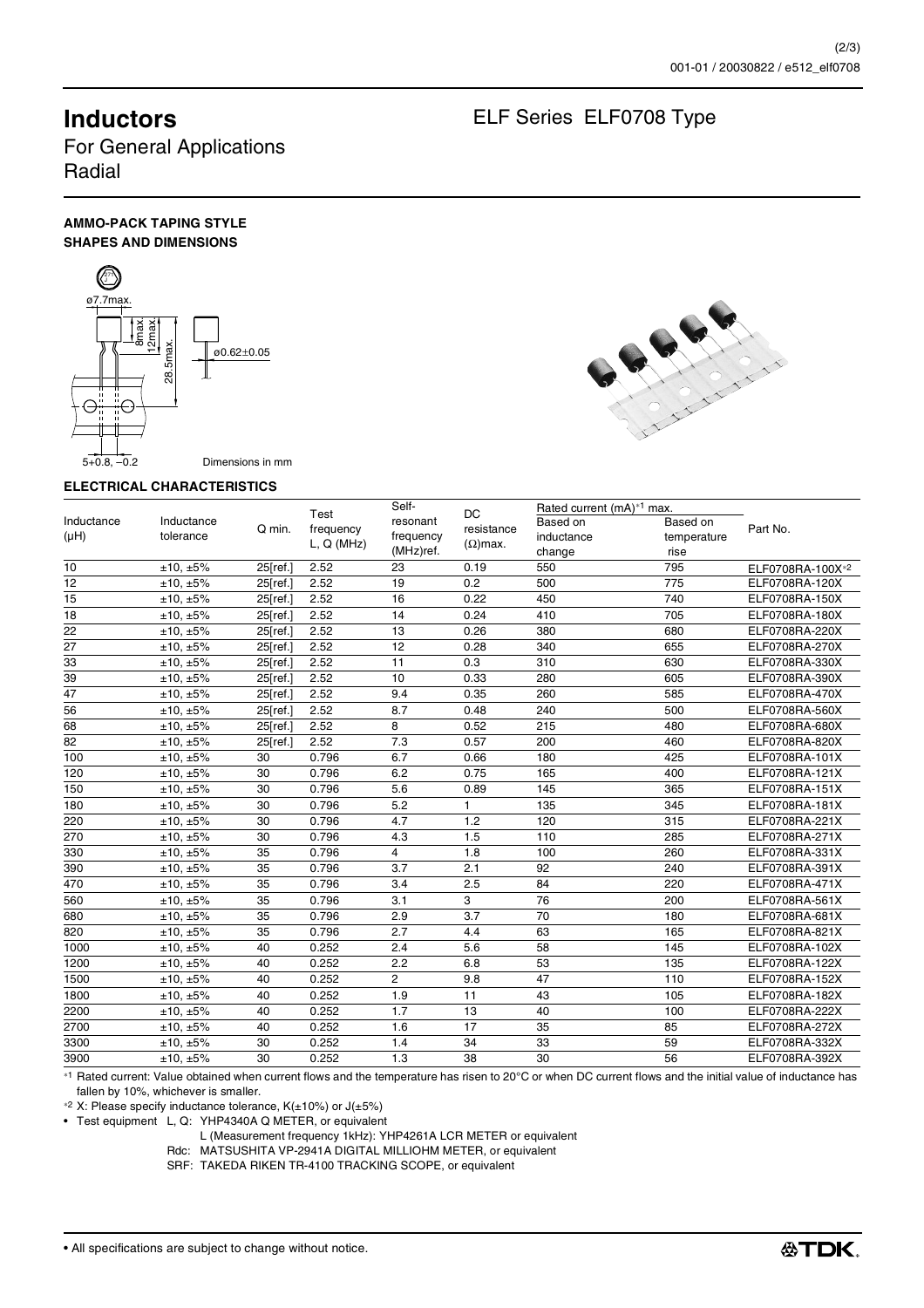# Inductors

For General Applications
Radial

## ELF Series ELF0708 Type

### AMMO-PACK TAPING STYLE
### SHAPES AND DIMENSIONS

ø7.7max.
8max.
12max.
28.5max.
ø0.62±0.05
5+0.8, –0.2
Dimensions in mm

### ELECTRICAL CHARACTERISTICS

| Inductance (μH) | Inductance tolerance | Q min. | Test frequency L, Q (MHz) | Self-resonant frequency (MHz)ref. | DC resistance (Ω)max. | Rated current (mA)*1 max. Based on inductance change | Rated current (mA)*1 max. Based on temperature rise | Part No. |
|---|---|---|---|---|---|---|---|---|
| 10 | ±10, ±5% | 25[ref.] | 2.52 | 23 | 0.19 | 550 | 795 | ELF0708RA-100X*2 |
| 12 | ±10, ±5% | 25[ref.] | 2.52 | 19 | 0.2 | 500 | 775 | ELF0708RA-120X |
| 15 | ±10, ±5% | 25[ref.] | 2.52 | 16 | 0.22 | 450 | 740 | ELF0708RA-150X |
| 18 | ±10, ±5% | 25[ref.] | 2.52 | 14 | 0.24 | 410 | 705 | ELF0708RA-180X |
| 22 | ±10, ±5% | 25[ref.] | 2.52 | 13 | 0.26 | 380 | 680 | ELF0708RA-220X |
| 27 | ±10, ±5% | 25[ref.] | 2.52 | 12 | 0.28 | 340 | 655 | ELF0708RA-270X |
| 33 | ±10, ±5% | 25[ref.] | 2.52 | 11 | 0.3 | 310 | 630 | ELF0708RA-330X |
| 39 | ±10, ±5% | 25[ref.] | 2.52 | 10 | 0.33 | 280 | 605 | ELF0708RA-390X |
| 47 | ±10, ±5% | 25[ref.] | 2.52 | 9.4 | 0.35 | 260 | 585 | ELF0708RA-470X |
| 56 | ±10, ±5% | 25[ref.] | 2.52 | 8.7 | 0.48 | 240 | 500 | ELF0708RA-560X |
| 68 | ±10, ±5% | 25[ref.] | 2.52 | 8 | 0.52 | 215 | 480 | ELF0708RA-680X |
| 82 | ±10, ±5% | 25[ref.] | 2.52 | 7.3 | 0.57 | 200 | 460 | ELF0708RA-820X |
| 100 | ±10, ±5% | 30 | 0.796 | 6.7 | 0.66 | 180 | 425 | ELF0708RA-101X |
| 120 | ±10, ±5% | 30 | 0.796 | 6.2 | 0.75 | 165 | 400 | ELF0708RA-121X |
| 150 | ±10, ±5% | 30 | 0.796 | 5.6 | 0.89 | 145 | 365 | ELF0708RA-151X |
| 180 | ±10, ±5% | 30 | 0.796 | 5.2 | 1 | 135 | 345 | ELF0708RA-181X |
| 220 | ±10, ±5% | 30 | 0.796 | 4.7 | 1.2 | 120 | 315 | ELF0708RA-221X |
| 270 | ±10, ±5% | 30 | 0.796 | 4.3 | 1.5 | 110 | 285 | ELF0708RA-271X |
| 330 | ±10, ±5% | 35 | 0.796 | 4 | 1.8 | 100 | 260 | ELF0708RA-331X |
| 390 | ±10, ±5% | 35 | 0.796 | 3.7 | 2.1 | 92 | 240 | ELF0708RA-391X |
| 470 | ±10, ±5% | 35 | 0.796 | 3.4 | 2.5 | 84 | 220 | ELF0708RA-471X |
| 560 | ±10, ±5% | 35 | 0.796 | 3.1 | 3 | 76 | 200 | ELF0708RA-561X |
| 680 | ±10, ±5% | 35 | 0.796 | 2.9 | 3.7 | 70 | 180 | ELF0708RA-681X |
| 820 | ±10, ±5% | 35 | 0.796 | 2.7 | 4.4 | 63 | 165 | ELF0708RA-821X |
| 1000 | ±10, ±5% | 40 | 0.252 | 2.4 | 5.6 | 58 | 145 | ELF0708RA-102X |
| 1200 | ±10, ±5% | 40 | 0.252 | 2.2 | 6.8 | 53 | 135 | ELF0708RA-122X |
| 1500 | ±10, ±5% | 40 | 0.252 | 2 | 9.8 | 47 | 110 | ELF0708RA-152X |
| 1800 | ±10, ±5% | 40 | 0.252 | 1.9 | 11 | 43 | 105 | ELF0708RA-182X |
| 2200 | ±10, ±5% | 40 | 0.252 | 1.7 | 13 | 40 | 100 | ELF0708RA-222X |
| 2700 | ±10, ±5% | 40 | 0.252 | 1.6 | 17 | 35 | 85 | ELF0708RA-272X |
| 3300 | ±10, ±5% | 30 | 0.252 | 1.4 | 34 | 33 | 59 | ELF0708RA-332X |
| 3900 | ±10, ±5% | 30 | 0.252 | 1.3 | 38 | 30 | 56 | ELF0708RA-392X |

*1 Rated current: Value obtained when current flows and the temperature has risen to 20°C or when DC current flows and the initial value of inductance has fallen by 10%, whichever is smaller.

*2 X: Please specify inductance tolerance, K(±10%) or J(±5%)

- Test equipment L, Q: YHP4340A Q METER, or equivalent
  L (Measurement frequency 1kHz): YHP4261A LCR METER or equivalent
  Rdc: MATSUSHITA VP-2941A DIGITAL MILLIOHM METER, or equivalent
  SRF: TAKEDA RIKEN TR-4100 TRACKING SCOPE, or equivalent

• All specifications are subject to change without notice.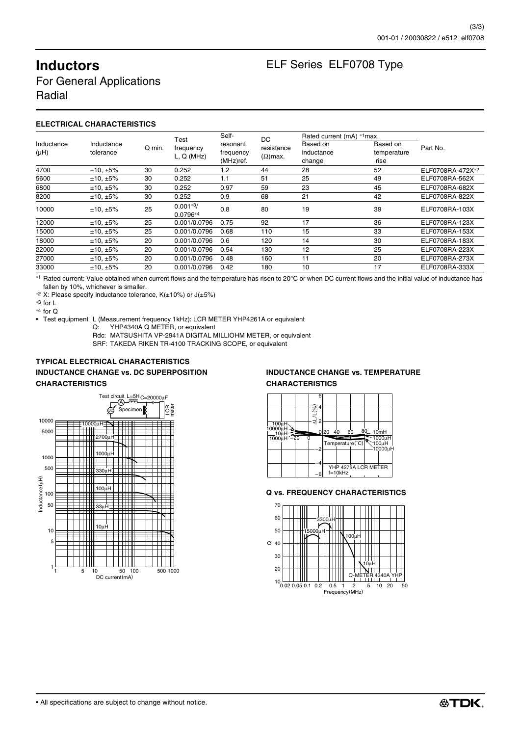# Inductors

For General Applications
Radial

## ELF Series ELF0708 Type

### ELECTRICAL CHARACTERISTICS

| Inductance (µH) | Inductance tolerance | Q min. | Test frequency L, Q (MHz) | Self-resonant frequency (MHz)ref. | DC resistance (Ω)max. | Rated current (mA) *1max. | | Part No. |
|---|---|---|---|---|---|---|---|---|
| | | | | | | Based on inductance change | Based on temperature rise | |
| 4700 | ±10, ±5% | 30 | 0.252 | 1.2 | 44 | 28 | 52 | ELF0708RA-472X*2 |
| 5600 | ±10, ±5% | 30 | 0.252 | 1.1 | 51 | 25 | 49 | ELF0708RA-562X |
| 6800 | ±10, ±5% | 30 | 0.252 | 0.97 | 59 | 23 | 45 | ELF0708RA-682X |
| 8200 | ±10, ±5% | 30 | 0.252 | 0.9 | 68 | 21 | 42 | ELF0708RA-822X |
| 10000 | ±10, ±5% | 25 | 0.001*3/ 0.0796*4 | 0.8 | 80 | 19 | 39 | ELF0708RA-103X |
| 12000 | ±10, ±5% | 25 | 0.001/0.0796 | 0.75 | 92 | 17 | 36 | ELF0708RA-123X |
| 15000 | ±10, ±5% | 25 | 0.001/0.0796 | 0.68 | 110 | 15 | 33 | ELF0708RA-153X |
| 18000 | ±10, ±5% | 20 | 0.001/0.0796 | 0.6 | 120 | 14 | 30 | ELF0708RA-183X |
| 22000 | ±10, ±5% | 20 | 0.001/0.0796 | 0.54 | 130 | 12 | 25 | ELF0708RA-223X |
| 27000 | ±10, ±5% | 20 | 0.001/0.0796 | 0.48 | 160 | 11 | 20 | ELF0708RA-273X |
| 33000 | ±10, ±5% | 20 | 0.001/0.0796 | 0.42 | 180 | 10 | 17 | ELF0708RA-333X |

*1 Rated current: Value obtained when current flows and the temperature has risen to 20°C or when DC current flows and the initial value of inductance has fallen by 10%, whichever is smaller.

*2 X: Please specify inductance tolerance, K(±10%) or J(±5%)

*3 for L

*4 for Q

- Test equipment L (Measurement frequency 1kHz): LCR METER YHP4261A or equivalent
  - Q: YHP4340A Q METER, or equivalent
  - Rdc: MATSUSHITA VP-2941A DIGITAL MILLIOHM METER, or equivalent
  - SRF: TAKEDA RIKEN TR-4100 TRACKING SCOPE, or equivalent

### TYPICAL ELECTRICAL CHARACTERISTICS

#### INDUCTANCE CHANGE vs. DC SUPERPOSITION CHARACTERISTICS

Test circuit L=5H C=20000µF
A
DC
Specimen
LCR meter
10000µH
2700µH
1000µH
330µH
100µH
33µH
10µH
Inductance (µH)
10000
5000
1000
500
100
50
10
5
1
1 5 10 50 100 500 1000
DC current(mA)

#### INDUCTANCE CHANGE vs. TEMPERATURE CHARACTERISTICS

ΔL/L(%)
6
4
2
0
−2
−4
−6
100µH
10000µH
10µH
1000µH
−20 0 20 40 60 80
Temperature(°C)
10mH
1000µH
100µH
10000µH
YHP 4275A LCR METER
f=10kHz

#### Q vs. FREQUENCY CHARACTERISTICS

Q
70
60
50
40
30
20
10
3300µH
15000µH
100µH
10µH
Q-METER 4340A YHP
0.02 0.05 0.1 0.2 0.5 1 2 5 10 20 50
Frequency(MHz)

- All specifications are subject to change without notice.